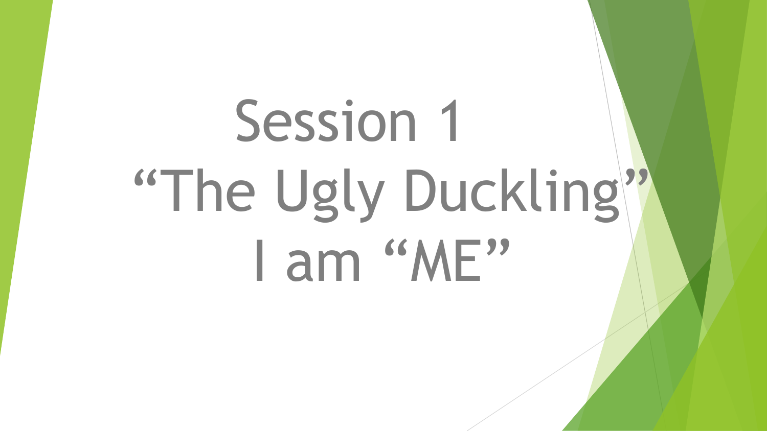# Session 1
# "The Ugly Duckling"
# I am "ME"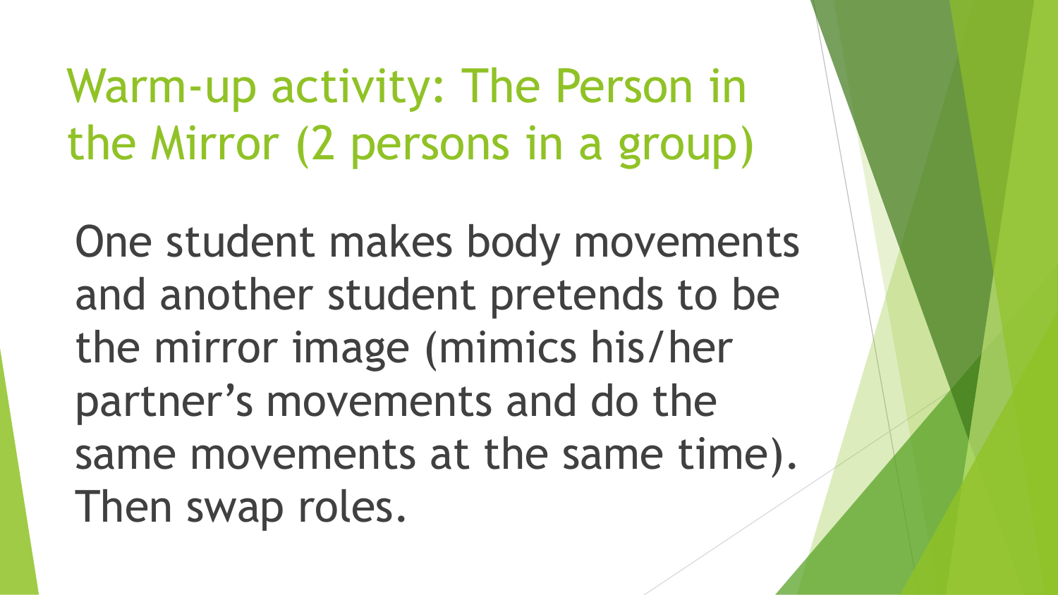# Warm-up activity: The Person in the Mirror (2 persons in a group)

One student makes body movements and another student pretends to be the mirror image (mimics his/her partner’s movements and do the same movements at the same time). Then swap roles.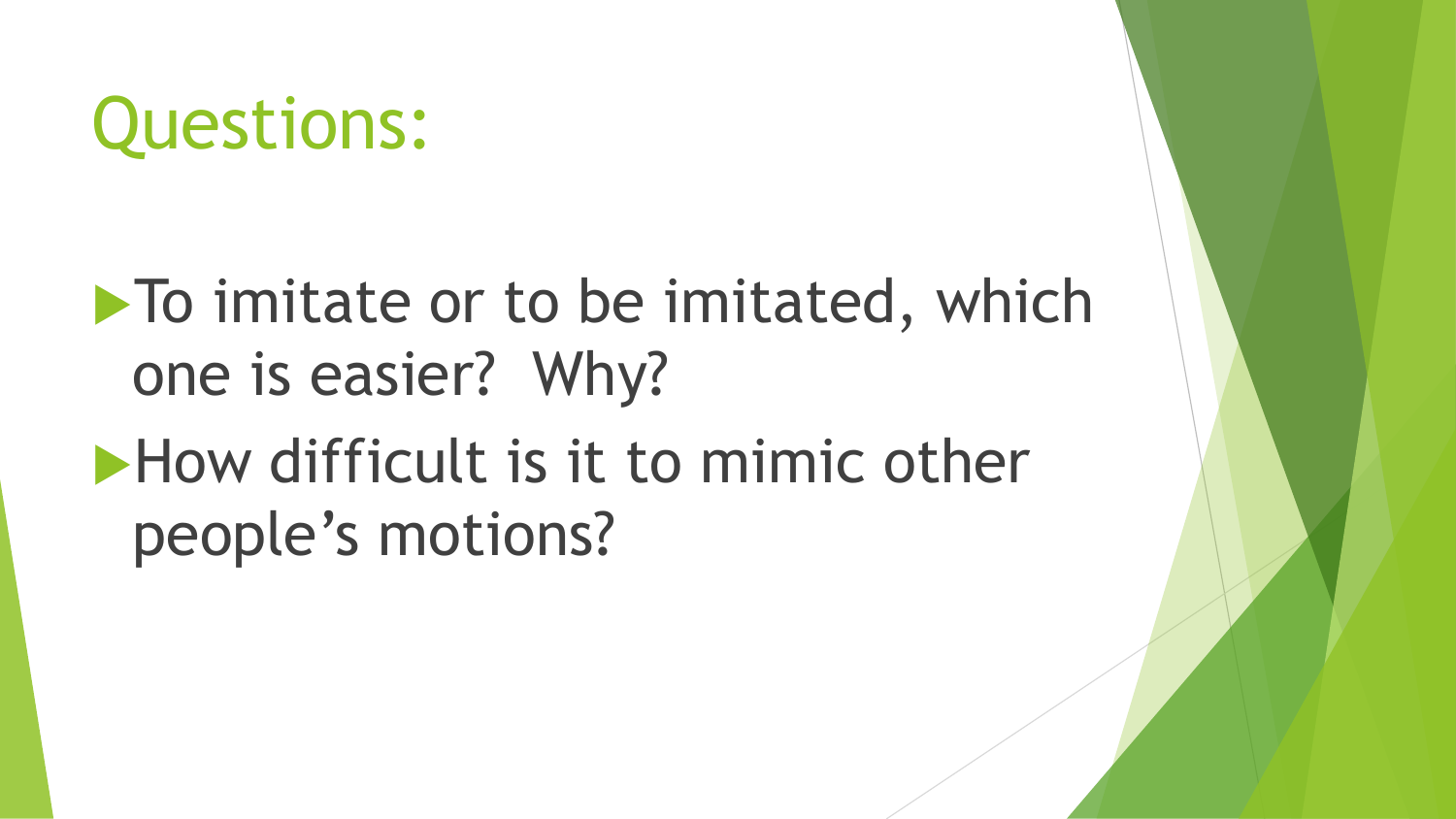# Questions:

- To imitate or to be imitated, which one is easier? Why?
- How difficult is it to mimic other people's motions?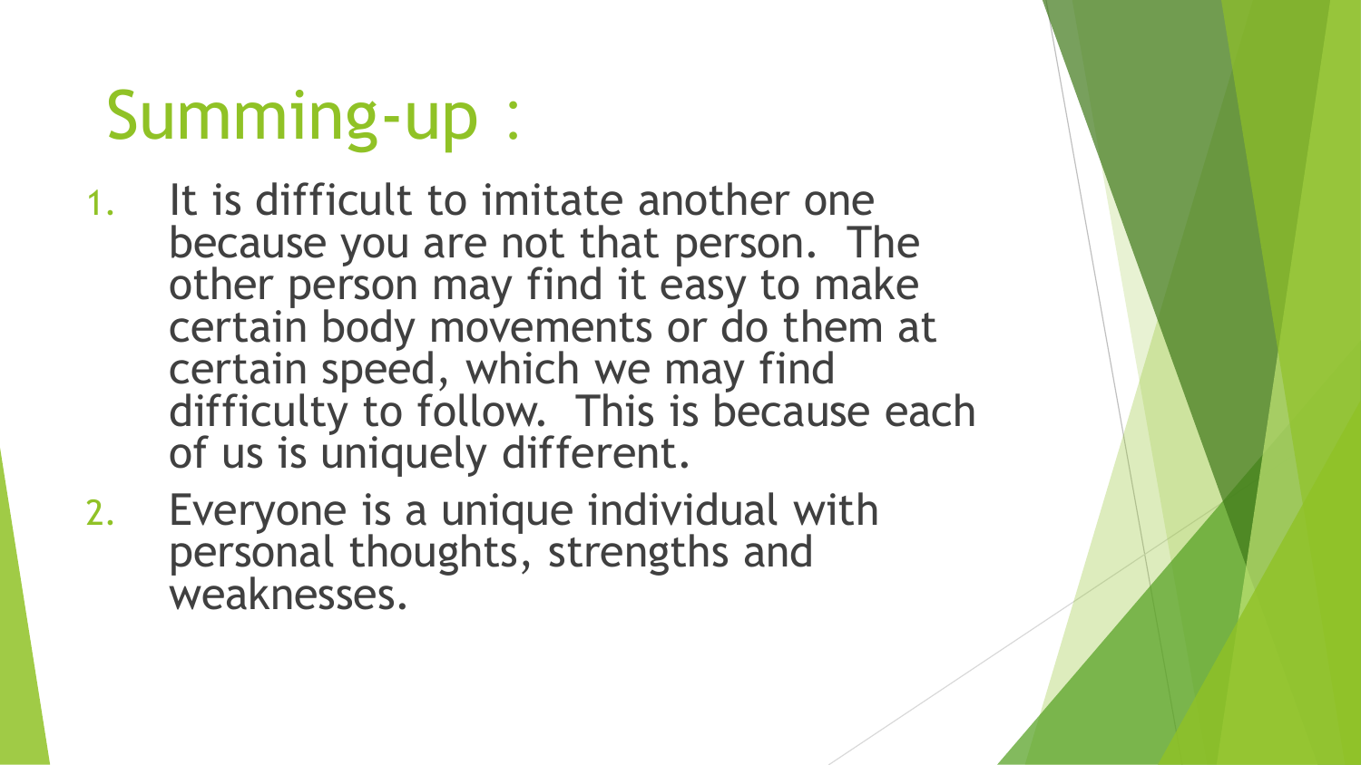# Summing-up：

1. It is difficult to imitate another one because you are not that person.  The other person may find it easy to make certain body movements or do them at certain speed, which we may find difficulty to follow.  This is because each of us is uniquely different.
2. Everyone is a unique individual with personal thoughts, strengths and weaknesses.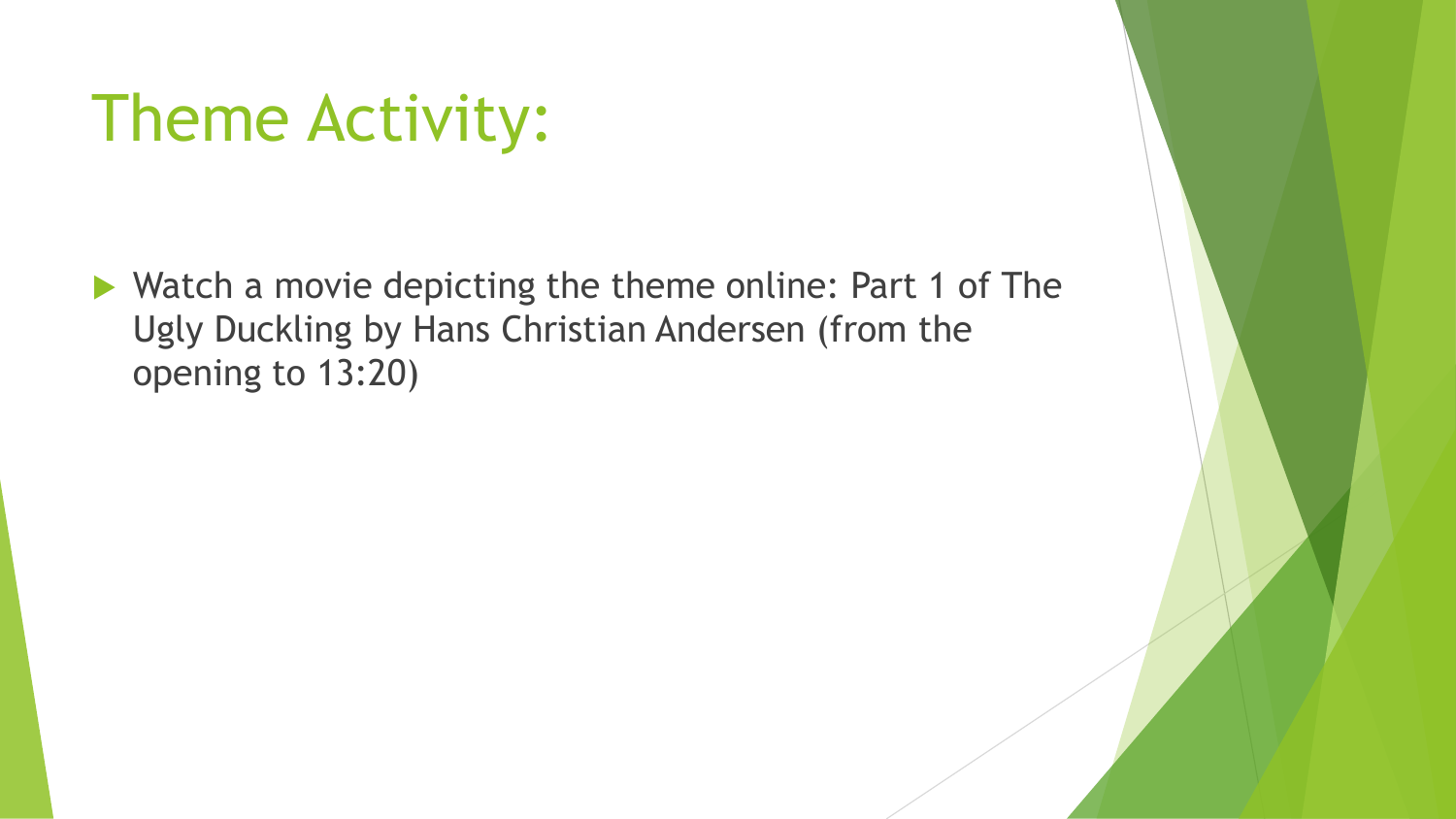# Theme Activity:

- Watch a movie depicting the theme online: Part 1 of The Ugly Duckling by Hans Christian Andersen (from the opening to 13:20)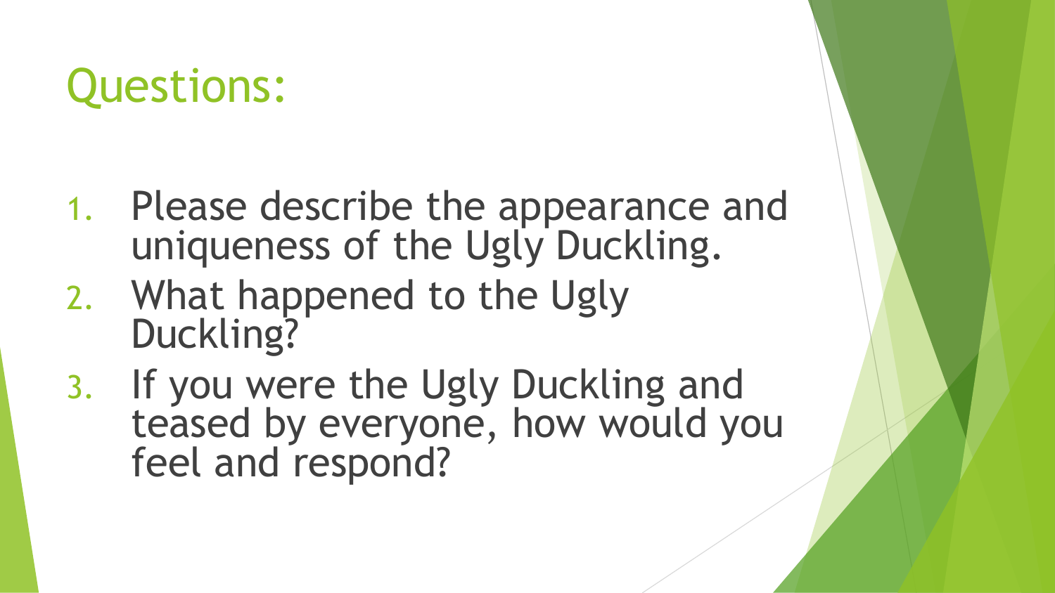# Questions:

1. Please describe the appearance and uniqueness of the Ugly Duckling.
2. What happened to the Ugly Duckling?
3. If you were the Ugly Duckling and teased by everyone, how would you feel and respond?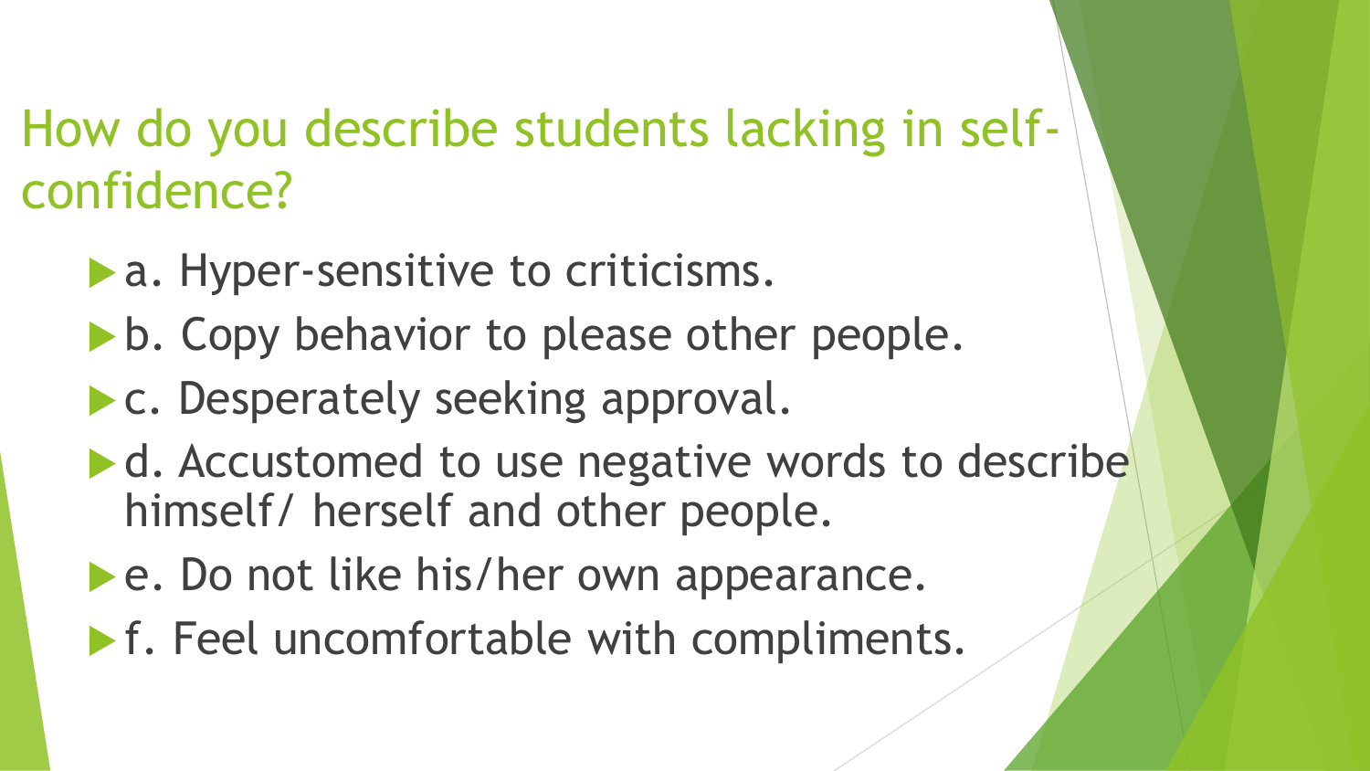# How do you describe students lacking in self-confidence?

- a. Hyper-sensitive to criticisms.
- b. Copy behavior to please other people.
- c. Desperately seeking approval.
- d. Accustomed to use negative words to describe himself/ herself and other people.
- e. Do not like his/her own appearance.
- f. Feel uncomfortable with compliments.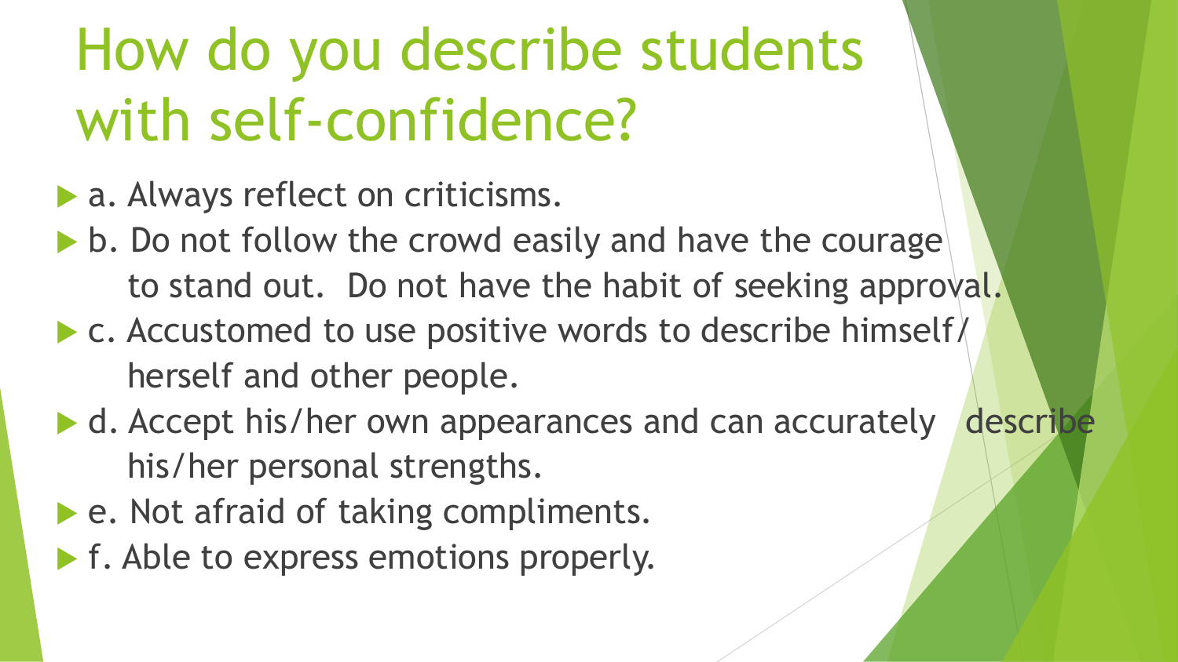# How do you describe students with self-confidence?

- a. Always reflect on criticisms.
- b. Do not follow the crowd easily and have the courage to stand out. Do not have the habit of seeking approval.
- c. Accustomed to use positive words to describe himself/ herself and other people.
- d. Accept his/her own appearances and can accurately describe his/her personal strengths.
- e. Not afraid of taking compliments.
- f. Able to express emotions properly.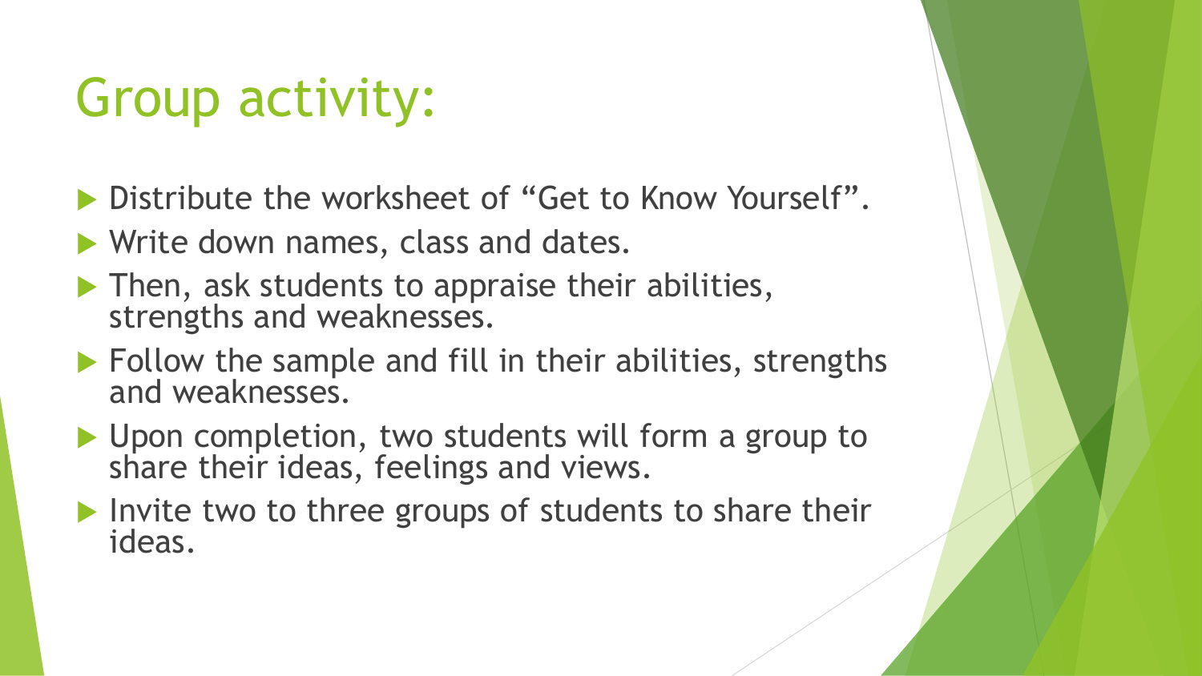# Group activity:

- Distribute the worksheet of "Get to Know Yourself".
- Write down names, class and dates.
- Then, ask students to appraise their abilities, strengths and weaknesses.
- Follow the sample and fill in their abilities, strengths and weaknesses.
- Upon completion, two students will form a group to share their ideas, feelings and views.
- Invite two to three groups of students to share their ideas.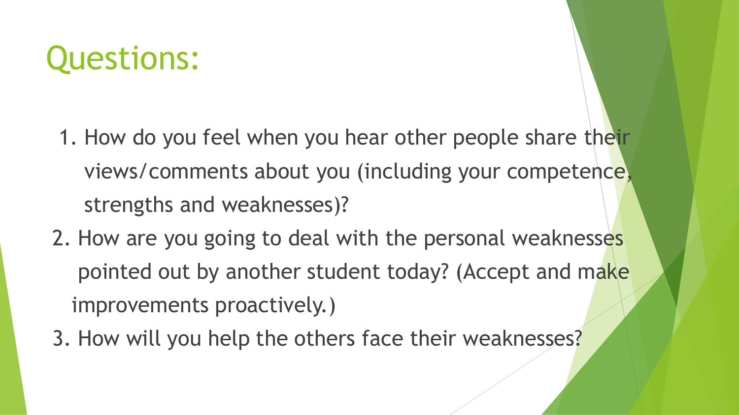# Questions:

1. How do you feel when you hear other people share their views/comments about you (including your competence, strengths and weaknesses)?
2. How are you going to deal with the personal weaknesses pointed out by another student today? (Accept and make improvements proactively.)
3. How will you help the others face their weaknesses?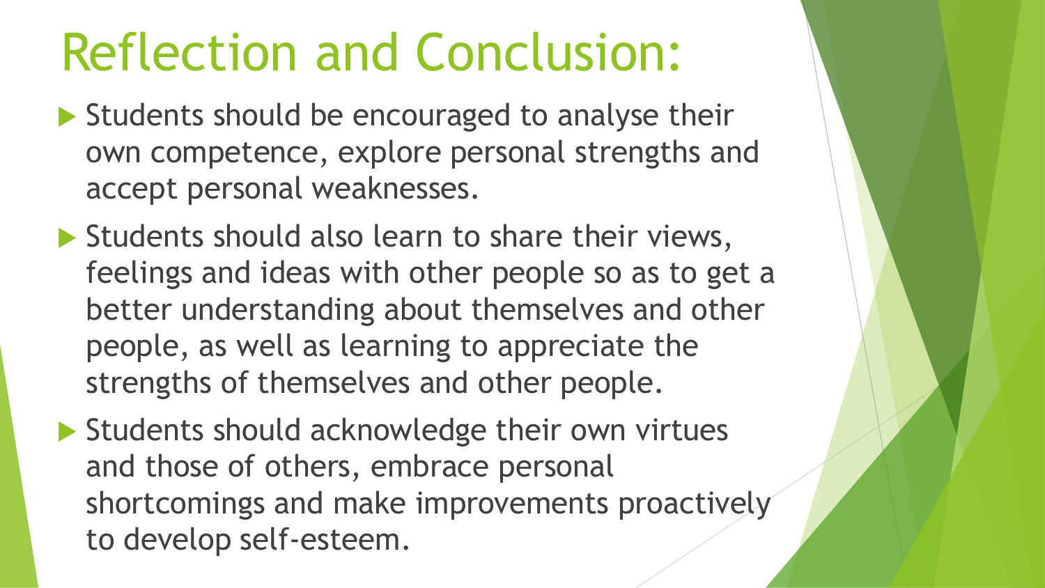# Reflection and Conclusion:

- Students should be encouraged to analyse their own competence, explore personal strengths and accept personal weaknesses.
- Students should also learn to share their views, feelings and ideas with other people so as to get a better understanding about themselves and other people, as well as learning to appreciate the strengths of themselves and other people.
- Students should acknowledge their own virtues and those of others, embrace personal shortcomings and make improvements proactively to develop self-esteem.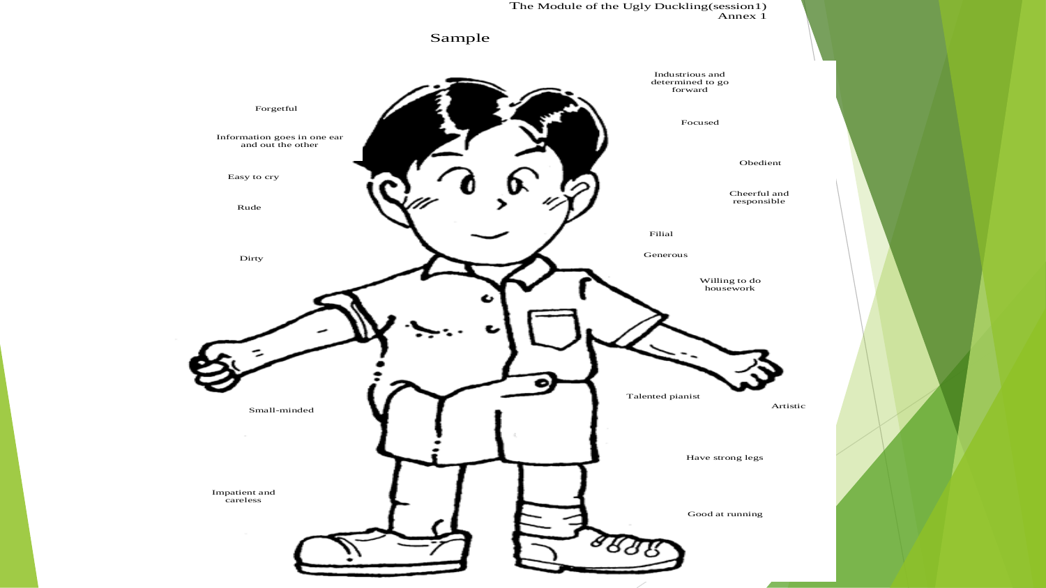The Module of the Ugly Duckling(session1)
Annex 1

# Sample

Forgetful

Information goes in one ear and out the other

Easy to cry

Rude

Dirty

Small-minded

Impatient and careless

Industrious and determined to go forward

Focused

Obedient

Cheerful and responsible

Filial

Generous

Willing to do housework

Talented pianist

Artistic

Have strong legs

Good at running